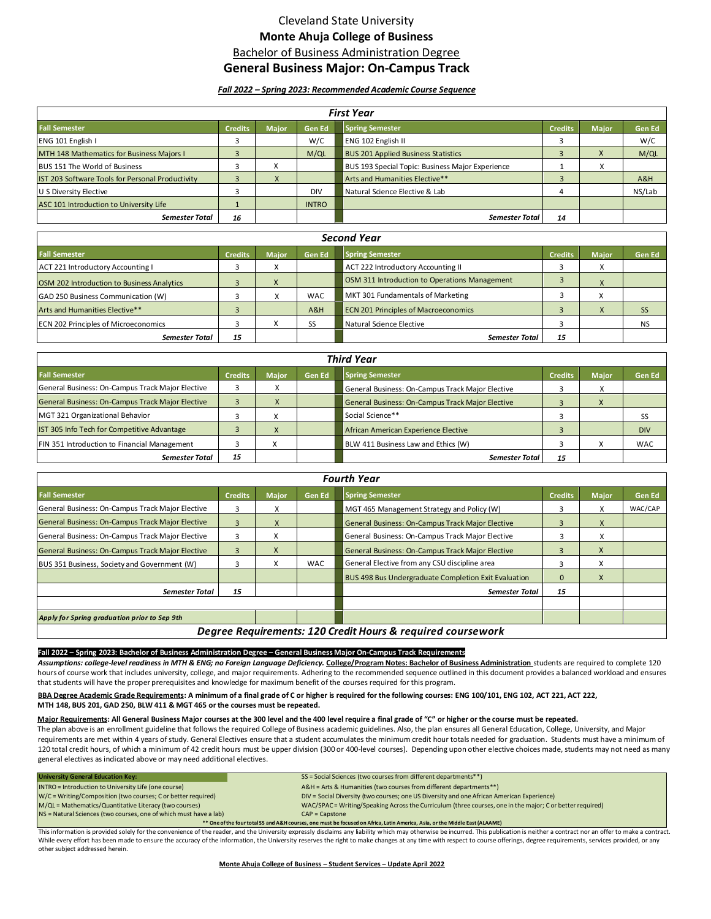# Cleveland State University

## Monte Ahuja College of Business

Bachelor of Business Administration Degree

## General Business Major: On-Campus Track

***Fall 2022 – Spring 2023: Recommended Academic Course Sequence***

### First Year

| Fall Semester | Credits | Major | Gen Ed | Spring Semester | Credits | Major | Gen Ed |
|---|---|---|---|---|---|---|---|
| ENG 101 English I | 3 | | W/C | ENG 102 English II | 3 | | W/C |
| MTH 148 Mathematics for Business Majors I | 3 | | M/QL | BUS 201 Applied Business Statistics | 3 | X | M/QL |
| BUS 151 The World of Business | 3 | X | | BUS 193 Special Topic: Business Major Experience | 1 | X | |
| IST 203 Software Tools for Personal Productivity | 3 | X | | Arts and Humanities Elective** | 3 | | A&H |
| U S Diversity Elective | 3 | | DIV | Natural Science Elective & Lab | 4 | | NS/Lab |
| ASC 101 Introduction to University Life | 1 | | INTRO | | | | |
| ***Semester Total*** | ***16*** | | | ***Semester Total*** | ***14*** | | |

### Second Year

| Fall Semester | Credits | Major | Gen Ed | Spring Semester | Credits | Major | Gen Ed |
|---|---|---|---|---|---|---|---|
| ACT 221 Introductory Accounting I | 3 | X | | ACT 222 Introductory Accounting II | 3 | X | |
| OSM 202 Introduction to Business Analytics | 3 | X | | OSM 311 Introduction to Operations Management | 3 | X | |
| GAD 250 Business Communication (W) | 3 | X | WAC | MKT 301 Fundamentals of Marketing | 3 | X | |
| Arts and Humanities Elective** | 3 | | A&H | ECN 201 Principles of Macroeconomics | 3 | X | SS |
| ECN 202 Principles of Microeconomics | 3 | X | SS | Natural Science Elective | 3 | | NS |
| ***Semester Total*** | ***15*** | | | ***Semester Total*** | ***15*** | | |

### Third Year

| Fall Semester | Credits | Major | Gen Ed | Spring Semester | Credits | Major | Gen Ed |
|---|---|---|---|---|---|---|---|
| General Business: On-Campus Track Major Elective | 3 | X | | General Business: On-Campus Track Major Elective | 3 | X | |
| General Business: On-Campus Track Major Elective | 3 | X | | General Business: On-Campus Track Major Elective | 3 | X | |
| MGT 321 Organizational Behavior | 3 | X | | Social Science** | 3 | | SS |
| IST 305 Info Tech for Competitive Advantage | 3 | X | | African American Experience Elective | 3 | | DIV |
| FIN 351 Introduction to Financial Management | 3 | X | | BLW 411 Business Law and Ethics (W) | 3 | X | WAC |
| ***Semester Total*** | ***15*** | | | ***Semester Total*** | ***15*** | | |

### Fourth Year

| Fall Semester | Credits | Major | Gen Ed | Spring Semester | Credits | Major | Gen Ed |
|---|---|---|---|---|---|---|---|
| General Business: On-Campus Track Major Elective | 3 | X | | MGT 465 Management Strategy and Policy (W) | 3 | X | WAC/CAP |
| General Business: On-Campus Track Major Elective | 3 | X | | General Business: On-Campus Track Major Elective | 3 | X | |
| General Business: On-Campus Track Major Elective | 3 | X | | General Business: On-Campus Track Major Elective | 3 | X | |
| General Business: On-Campus Track Major Elective | 3 | X | | General Business: On-Campus Track Major Elective | 3 | X | |
| BUS 351 Business, Society and Government (W) | 3 | X | WAC | General Elective from any CSU discipline area | 3 | X | |
| | | | | BUS 498 Bus Undergraduate Completion Exit Evaluation | 0 | X | |
| ***Semester Total*** | ***15*** | | | ***Semester Total*** | ***15*** | | |
| ***Apply for Spring graduation prior to Sep 9th*** | | | | | | | |

***Degree Requirements: 120 Credit Hours & required coursework***

**Fall 2022 – Spring 2023: Bachelor of Business Administration Degree – General Business Major On-Campus Track Requirements**

***Assumptions: college-level readiness in MTH & ENG; no Foreign Language Deficiency.*** **College/Program Notes: Bachelor of Business Administration** students are required to complete 120 hours of course work that includes university, college, and major requirements. Adhering to the recommended sequence outlined in this document provides a balanced workload and ensures that students will have the proper prerequisites and knowledge for maximum benefit of the courses required for this program.

**BBA Degree Academic Grade Requirements: A minimum of a final grade of C or higher is required for the following courses: ENG 100/101, ENG 102, ACT 221, ACT 222, MTH 148, BUS 201, GAD 250, BLW 411 & MGT 465 or the courses must be repeated.**

**Major Requirements: All General Business Major courses at the 300 level and the 400 level require a final grade of "C" or higher or the course must be repeated.**

The plan above is an enrollment guideline that follows the required College of Business academic guidelines. Also, the plan ensures all General Education, College, University, and Major requirements are met within 4 years of study. General Electives ensure that a student accumulates the minimum credit hour totals needed for graduation. Students must have a minimum of 120 total credit hours, of which a minimum of 42 credit hours must be upper division (300 or 400-level courses). Depending upon other elective choices made, students may not need as many general electives as indicated above or may need additional electives.

| University General Education Key: | |
|---|---|
| INTRO = Introduction to University Life (one course) | SS = Social Sciences (two courses from different departments**) |
| W/C = Writing/Composition (two courses; C or better required) | A&H = Arts & Humanities (two courses from different departments**) |
| M/QL = Mathematics/Quantitative Literacy (two courses) | DIV = Social Diversity (two courses; one US Diversity and one African American Experience) |
| NS = Natural Sciences (two courses, one of which must have a lab) | WAC/SPAC = Writing/Speaking Across the Curriculum (three courses, one in the major; C or better required) |
| | CAP = Capstone |

** One of the four total SS and A&H courses, one must be focused on Africa, Latin America, Asia, or the Middle East (ALAAME)

This information is provided solely for the convenience of the reader, and the University expressly disclaims any liability which may otherwise be incurred. This publication is neither a contract nor an offer to make a contract. While every effort has been made to ensure the accuracy of the information, the University reserves the right to make changes at any time with respect to course offerings, degree requirements, services provided, or any other subject addressed herein.

**Monte Ahuja College of Business – Student Services – Update April 2022**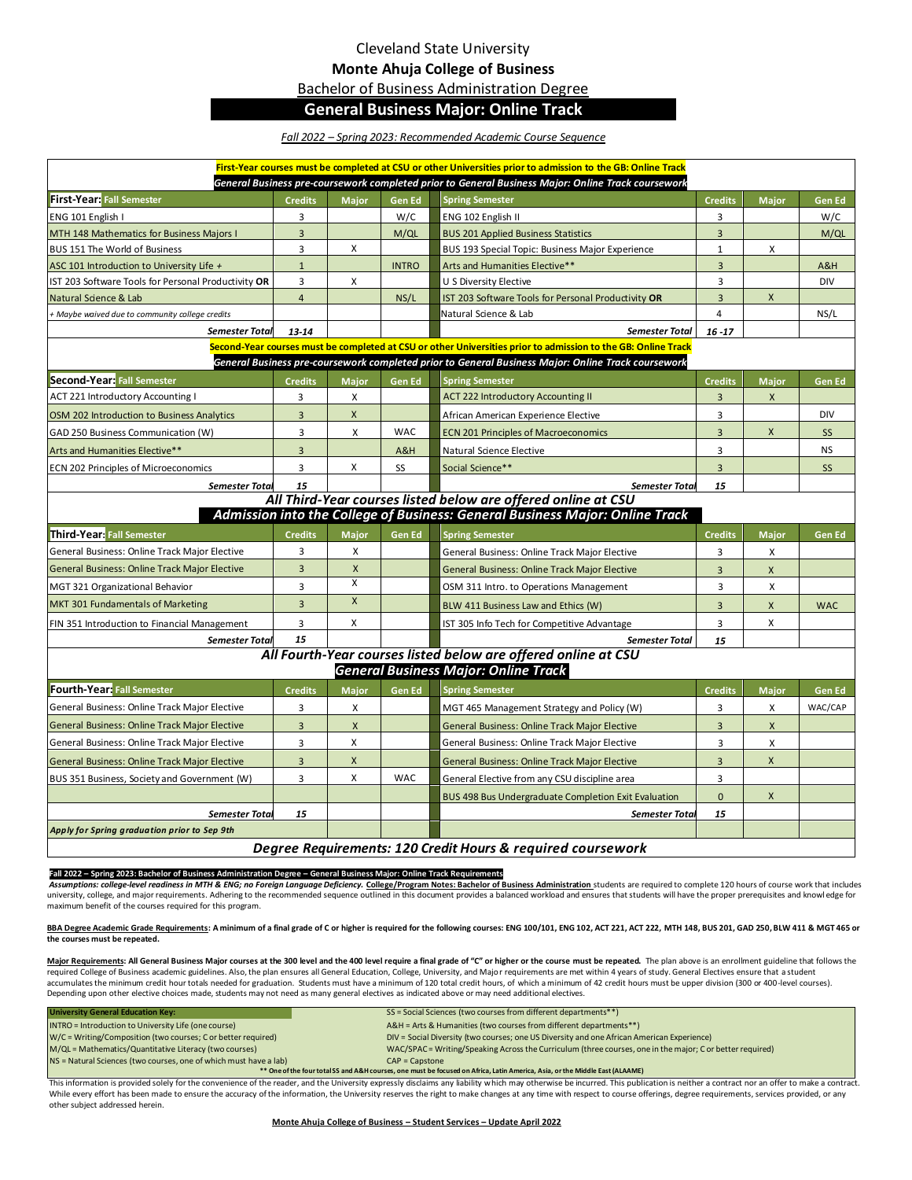Cleveland State University

# Monte Ahuja College of Business

Bachelor of Business Administration Degree

## General Business Major: Online Track

*Fall 2022 – Spring 2023: Recommended Academic Course Sequence*

| | | | | | | | |
|---|---|---|---|---|---|---|---|
| **First-Year courses must be completed at CSU or other Universities prior to admission to the GB: Online Track** | | | | | | | |
| *General Business pre-coursework completed prior to General Business Major: Online Track coursework* | | | | | | | |
| **First-Year: Fall Semester** | **Credits** | **Major** | **Gen Ed** | **Spring Semester** | **Credits** | **Major** | **Gen Ed** |
| ENG 101 English I | 3 | | W/C | ENG 102 English II | 3 | | W/C |
| MTH 148 Mathematics for Business Majors I | 3 | | M/QL | BUS 201 Applied Business Statistics | 3 | | M/QL |
| BUS 151 The World of Business | 3 | X | | BUS 193 Special Topic: Business Major Experience | 1 | X | |
| ASC 101 Introduction to University Life + | 1 | | INTRO | Arts and Humanities Elective** | 3 | | A&H |
| IST 203 Software Tools for Personal Productivity **OR** | 3 | X | | U S Diversity Elective | 3 | | DIV |
| Natural Science & Lab | 4 | | NS/L | IST 203 Software Tools for Personal Productivity **OR** | 3 | X | |
| *+ Maybe waived due to community college credits* | | | | Natural Science & Lab | 4 | | NS/L |
| ***Semester Total*** | ***13-14*** | | | ***Semester Total*** | ***16 -17*** | | |
| **Second-Year courses must be completed at CSU or other Universities prior to admission to the GB: Online Track** | | | | | | | |
| *General Business pre-coursework completed prior to General Business Major: Online Track coursework* | | | | | | | |
| **Second-Year: Fall Semester** | **Credits** | **Major** | **Gen Ed** | **Spring Semester** | **Credits** | **Major** | **Gen Ed** |
| ACT 221 Introductory Accounting I | 3 | X | | ACT 222 Introductory Accounting II | 3 | X | |
| OSM 202 Introduction to Business Analytics | 3 | X | | African American Experience Elective | 3 | | DIV |
| GAD 250 Business Communication (W) | 3 | X | WAC | ECN 201 Principles of Macroeconomics | 3 | X | SS |
| Arts and Humanities Elective** | 3 | | A&H | Natural Science Elective | 3 | | NS |
| ECN 202 Principles of Microeconomics | 3 | X | SS | Social Science** | 3 | | SS |
| ***Semester Total*** | ***15*** | | | ***Semester Total*** | ***15*** | | |
| ***All Third-Year courses listed below are offered online at CSU*** | | | | | | | |
| ***Admission into the College of Business: General Business Major: Online Track*** | | | | | | | |
| **Third-Year: Fall Semester** | **Credits** | **Major** | **Gen Ed** | **Spring Semester** | **Credits** | **Major** | **Gen Ed** |
| General Business: Online Track Major Elective | 3 | X | | General Business: Online Track Major Elective | 3 | X | |
| General Business: Online Track Major Elective | 3 | X | | General Business: Online Track Major Elective | 3 | X | |
| MGT 321 Organizational Behavior | 3 | X | | OSM 311 Intro. to Operations Management | 3 | X | |
| MKT 301 Fundamentals of Marketing | 3 | X | | BLW 411 Business Law and Ethics (W) | 3 | X | WAC |
| FIN 351 Introduction to Financial Management | 3 | X | | IST 305 Info Tech for Competitive Advantage | 3 | X | |
| ***Semester Total*** | ***15*** | | | ***Semester Total*** | ***15*** | | |
| ***All Fourth-Year courses listed below are offered online at CSU*** | | | | | | | |
| ***General Business Major: Online Track*** | | | | | | | |
| **Fourth-Year: Fall Semester** | **Credits** | **Major** | **Gen Ed** | **Spring Semester** | **Credits** | **Major** | **Gen Ed** |
| General Business: Online Track Major Elective | 3 | X | | MGT 465 Management Strategy and Policy (W) | 3 | X | WAC/CAP |
| General Business: Online Track Major Elective | 3 | X | | General Business: Online Track Major Elective | 3 | X | |
| General Business: Online Track Major Elective | 3 | X | | General Business: Online Track Major Elective | 3 | X | |
| General Business: Online Track Major Elective | 3 | X | | General Business: Online Track Major Elective | 3 | X | |
| BUS 351 Business, Society and Government (W) | 3 | X | WAC | General Elective from any CSU discipline area | 3 | | |
| | | | | BUS 498 Bus Undergraduate Completion Exit Evaluation | 0 | X | |
| ***Semester Total*** | ***15*** | | | ***Semester Total*** | ***15*** | | |
| ***Apply for Spring graduation prior to Sep 9th*** | | | | | | | |
| ***Degree Requirements: 120 Credit Hours & required coursework*** | | | | | | | |

**Fall 2022 – Spring 2023: Bachelor of Business Administration Degree – General Business Major: Online Track Requirements**

***Assumptions: college-level readiness in MTH & ENG; no Foreign Language Deficiency.*** **College/Program Notes: Bachelor of Business Administration** students are required to complete 120 hours of course work that includes university, college, and major requirements. Adhering to the recommended sequence outlined in this document provides a balanced workload and ensures that students will have the proper prerequisites and knowledge for maximum benefit of the courses required for this program.

**BBA Degree Academic Grade Requirements: A minimum of a final grade of C or higher is required for the following courses: ENG 100/101, ENG 102, ACT 221, ACT 222, MTH 148, BUS 201, GAD 250, BLW 411 & MGT 465 or the courses must be repeated.**

**Major Requirements: All General Business Major courses at the 300 level and the 400 level require a final grade of "C" or higher or the course must be repeated.** The plan above is an enrollment guideline that follows the required College of Business academic guidelines. Also, the plan ensures all General Education, College, University, and Major requirements are met within 4 years of study. General Electives ensure that a student accumulates the minimum credit hour totals needed for graduation. Students must have a minimum of 120 total credit hours, of which a minimum of 42 credit hours must be upper division (300 or 400-level courses). Depending upon other elective choices made, students may not need as many general electives as indicated above or may need additional electives.

| **University General Education Key:** | |
|---|---|
| INTRO = Introduction to University Life (one course) | SS = Social Sciences (two courses from different departments**) |
| W/C = Writing/Composition (two courses; C or better required) | A&H = Arts & Humanities (two courses from different departments**) |
| M/QL = Mathematics/Quantitative Literacy (two courses) | DIV = Social Diversity (two courses; one US Diversity and one African American Experience) |
| NS = Natural Sciences (two courses, one of which must have a lab) | WAC/SPAC = Writing/Speaking Across the Curriculum (three courses, one in the major; C or better required) |
| | CAP = Capstone |

**** One of the four total SS and A&H courses, one must be focused on Africa, Latin America, Asia, or the Middle East (ALAAME)**

This information is provided solely for the convenience of the reader, and the University expressly disclaims any liability which may otherwise be incurred. This publication is neither a contract nor an offer to make a contract. While every effort has been made to ensure the accuracy of the information, the University reserves the right to make changes at any time with respect to course offerings, degree requirements, services provided, or any other subject addressed herein.

**Monte Ahuja College of Business – Student Services – Update April 2022**